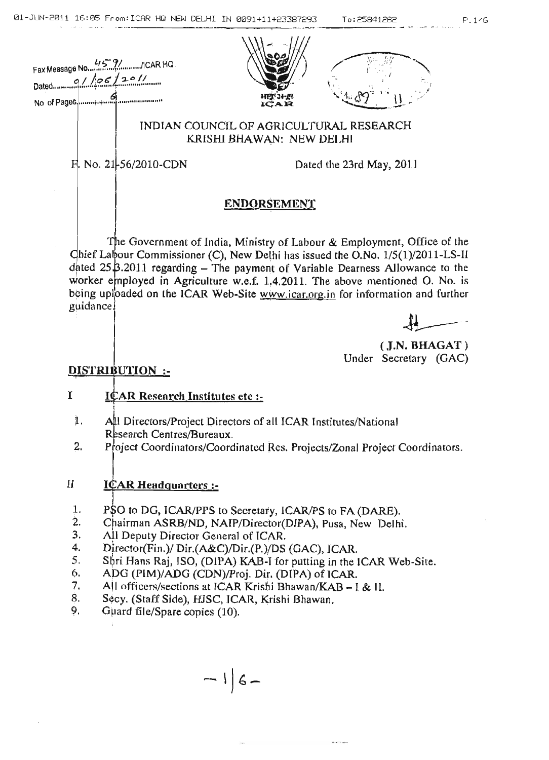Fax Message No. 4591 /ICAR HQ.
Dated 01/06/2011
No of Pages 6

# INDIAN COUNCIL OF AGRICULTURAL RESEARCH
## KRISHI BHAWAN: NEW DELHI

F. No. 21-56/2010-CDN Dated the 23rd May, 2011

## ENDORSEMENT

The Government of India, Ministry of Labour & Employment, Office of the Chief Labour Commissioner (C), New Delhi has issued the O.No. 1/5(1)/2011-LS-II dated 25.3.2011 regarding – The payment of Variable Dearness Allowance to the worker employed in Agriculture w.e.f. 1.4.2011. The above mentioned O. No. is being uploaded on the ICAR Web-Site www.icar.org.in for information and further guidance.

(J.N. BHAGAT)
Under Secretary (GAC)

**DISTRIBUTION :-**

**I ICAR Research Institutes etc :-**

1. All Directors/Project Directors of all ICAR Institutes/National Research Centres/Bureaux.
2. Project Coordinators/Coordinated Res. Projects/Zonal Project Coordinators.

**II ICAR Headquarters :-**

1. PSO to DG, ICAR/PPS to Secretary, ICAR/PS to FA (DARE).
2. Chairman ASRB/ND, NAIP/Director(DIPA), Pusa, New Delhi.
3. All Deputy Director General of ICAR.
4. Director(Fin.)/ Dir.(A&C)/Dir.(P.)/DS (GAC), ICAR.
5. Shri Hans Raj, ISO, (DIPA) KAB-I for putting in the ICAR Web-Site.
6. ADG (PIM)/ADG (CDN)/Proj. Dir. (DIPA) of ICAR.
7. All officers/sections at ICAR Krishi Bhawan/KAB – I & II.
8. Secy. (Staff Side), HJSC, ICAR, Krishi Bhawan.
9. Guard file/Spare copies (10).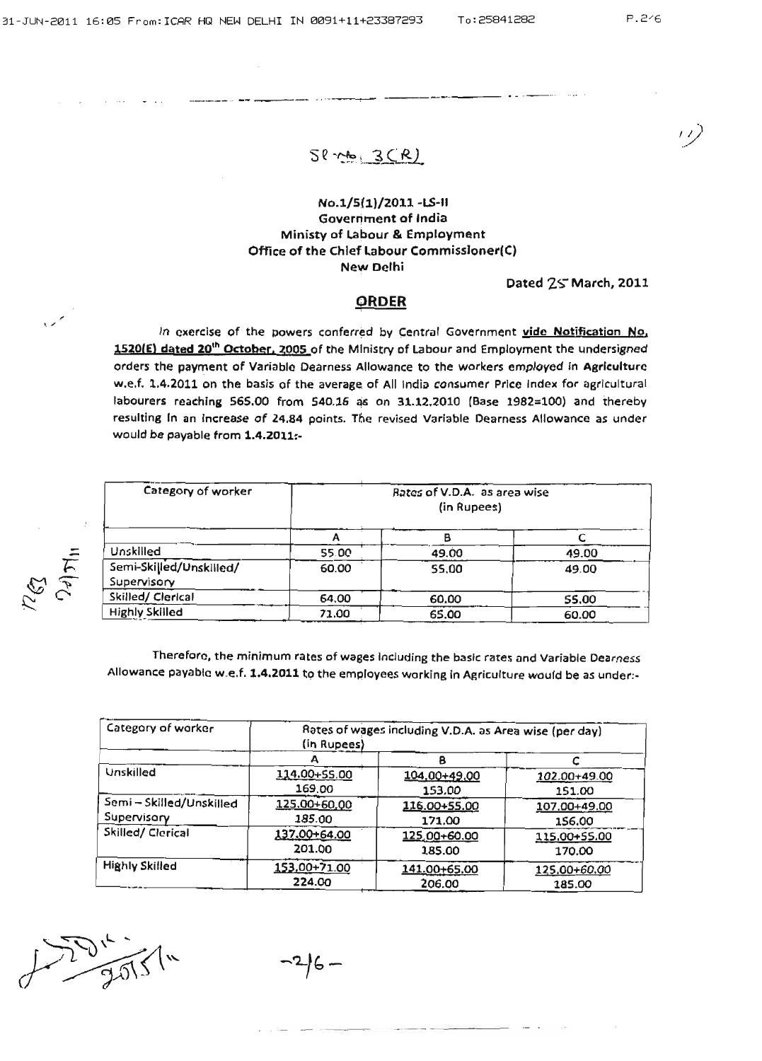Sl. No. 3(R)

**No.1/5(1)/2011 -LS-II**
**Government of India**
**Ministry of Labour & Employment**
**Office of the Chief Labour Commissioner(C)**
**New Delhi**

**Dated 25 March, 2011**

## ORDER

In exercise of the powers conferred by Central Government **vide Notification No. 1520(E) dated 20th October, 2005** of the Ministry of Labour and Employment the undersigned orders the payment of Variable Dearness Allowance to the workers employed in Agriculture w.e.f. 1.4.2011 on the basis of the average of All India consumer Price Index for agricultural labourers reaching 565.00 from 540.16 as on 31.12.2010 (Base 1982=100) and thereby resulting in an increase of 24.84 points. The revised Variable Dearness Allowance as under would be payable from **1.4.2011**:-

| Category of worker | Rates of V.D.A. as area wise (in Rupees) | | |
|---|---|---|---|
| | A | B | C |
| Unskilled | 55.00 | 49.00 | 49.00 |
| Semi-Skilled/Unskilled/ Supervisory | 60.00 | 55.00 | 49.00 |
| Skilled/ Clerical | 64.00 | 60.00 | 55.00 |
| Highly Skilled | 71.00 | 65.00 | 60.00 |

Therefore, the minimum rates of wages including the basic rates and Variable Dearness Allowance payable w.e.f. **1.4.2011** to the employees working in Agriculture would be as under:-

| Category of worker | Rates of wages including V.D.A. as Area wise (per day) (in Rupees) | | |
|---|---|---|---|
| | A | B | C |
| Unskilled | 114.00+55.00<br>169.00 | 104.00+49.00<br>153.00 | 102.00+49.00<br>151.00 |
| Semi – Skilled/Unskilled Supervisory | 125.00+60.00<br>185.00 | 116.00+55.00<br>171.00 | 107.00+49.00<br>156.00 |
| Skilled/ Clerical | 137.00+64.00<br>201.00 | 125.00+60.00<br>185.00 | 115.00+55.00<br>170.00 |
| Highly Skilled | 153.00+71.00<br>224.00 | 141.00+65.00<br>206.00 | 125.00+60.00<br>185.00 |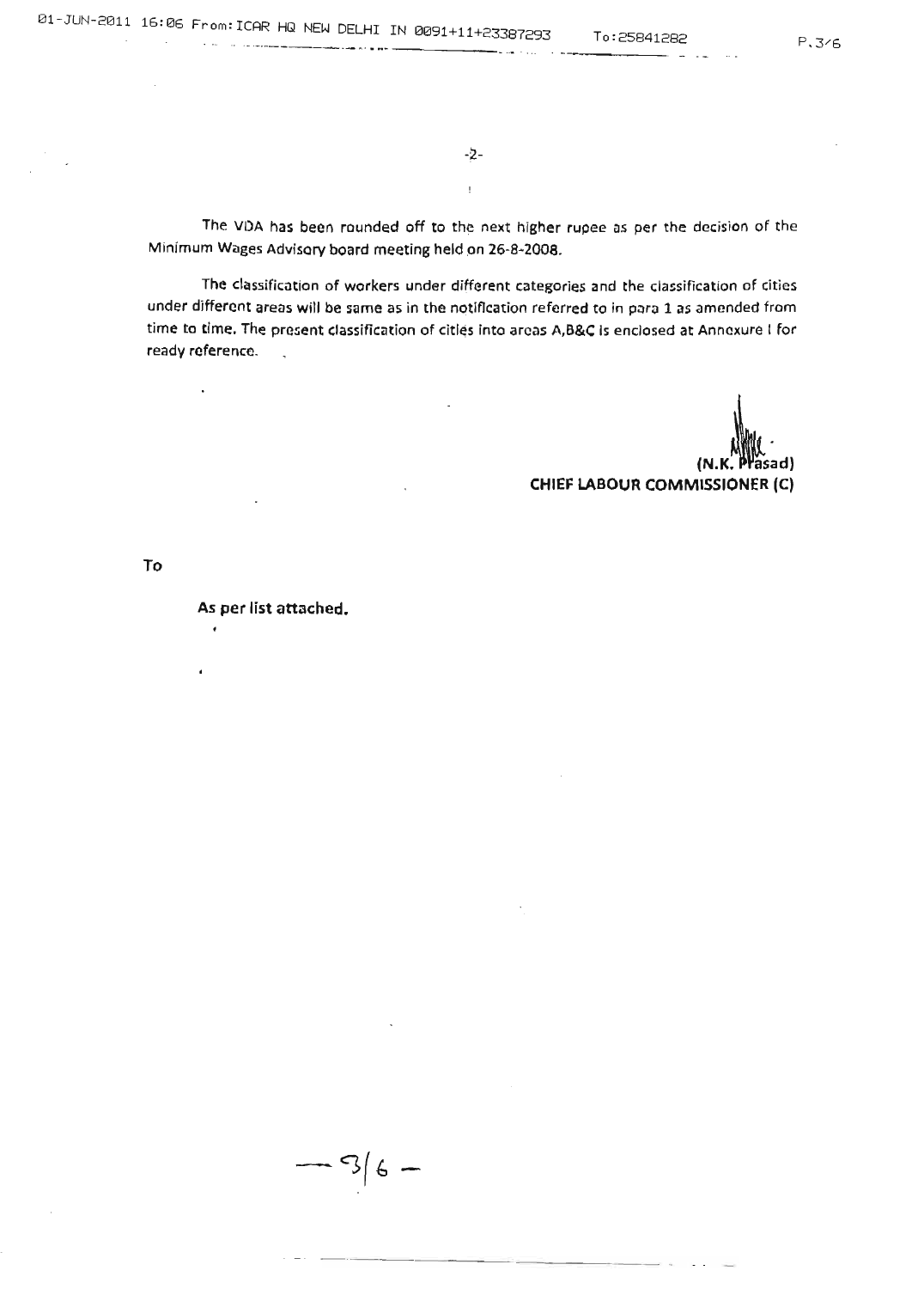The VDA has been rounded off to the next higher rupee as per the decision of the Minimum Wages Advisory board meeting held on 26-8-2008.

The classification of workers under different categories and the classification of cities under different areas will be same as in the notification referred to in para 1 as amended from time to time. The present classification of cities into areas A,B&C is enclosed at Annexure I for ready reference.

(N.K. Prasad)
**CHIEF LABOUR COMMISSIONER (C)**

**To**

**As per list attached.**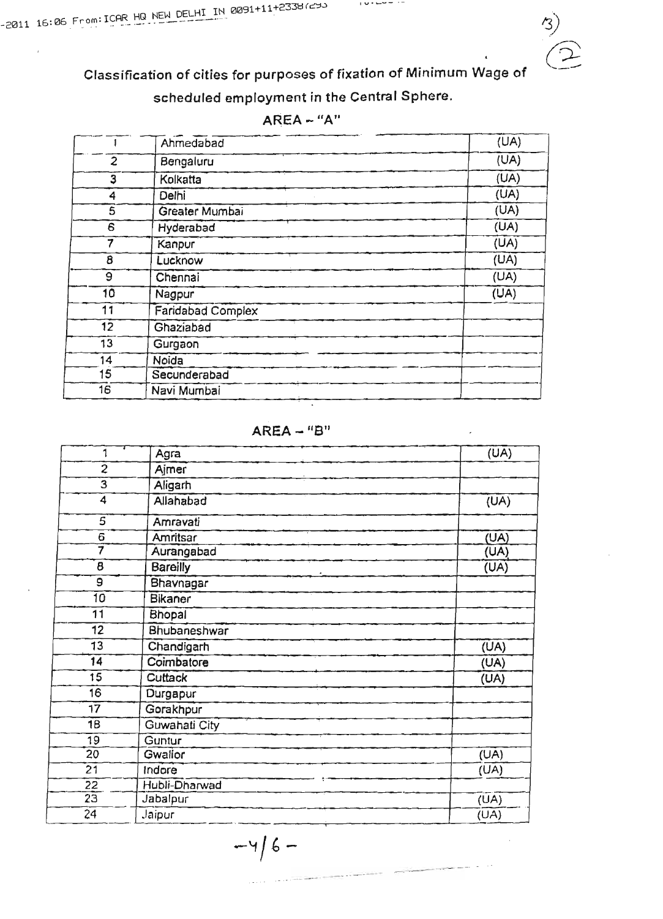## Classification of cities for purposes of fixation of Minimum Wage of scheduled employment in the Central Sphere.

### AREA – "A"

| | | |
|---|---|---|
| 1 | Ahmedabad | (UA) |
| 2 | Bengaluru | (UA) |
| 3 | Kolkatta | (UA) |
| 4 | Delhi | (UA) |
| 5 | Greater Mumbai | (UA) |
| 6 | Hyderabad | (UA) |
| 7 | Kanpur | (UA) |
| 8 | Lucknow | (UA) |
| 9 | Chennai | (UA) |
| 10 | Nagpur | (UA) |
| 11 | Faridabad Complex | |
| 12 | Ghaziabad | |
| 13 | Gurgaon | |
| 14 | Noida | |
| 15 | Secunderabad | |
| 16 | Navi Mumbai | |

### AREA – "B"

| | | |
|---|---|---|
| 1 | Agra | (UA) |
| 2 | Ajmer | |
| 3 | Aligarh | |
| 4 | Allahabad | (UA) |
| 5 | Amravati | |
| 6 | Amritsar | (UA) |
| 7 | Aurangabad | (UA) |
| 8 | Bareilly | (UA) |
| 9 | Bhavnagar | |
| 10 | Bikaner | |
| 11 | Bhopal | |
| 12 | Bhubaneshwar | |
| 13 | Chandigarh | (UA) |
| 14 | Coimbatore | (UA) |
| 15 | Cuttack | (UA) |
| 16 | Durgapur | |
| 17 | Gorakhpur | |
| 18 | Guwahati City | |
| 19 | Guntur | |
| 20 | Gwalior | (UA) |
| 21 | Indore | (UA) |
| 22 | Hubli-Dharwad | |
| 23 | Jabalpur | (UA) |
| 24 | Jaipur | (UA) |